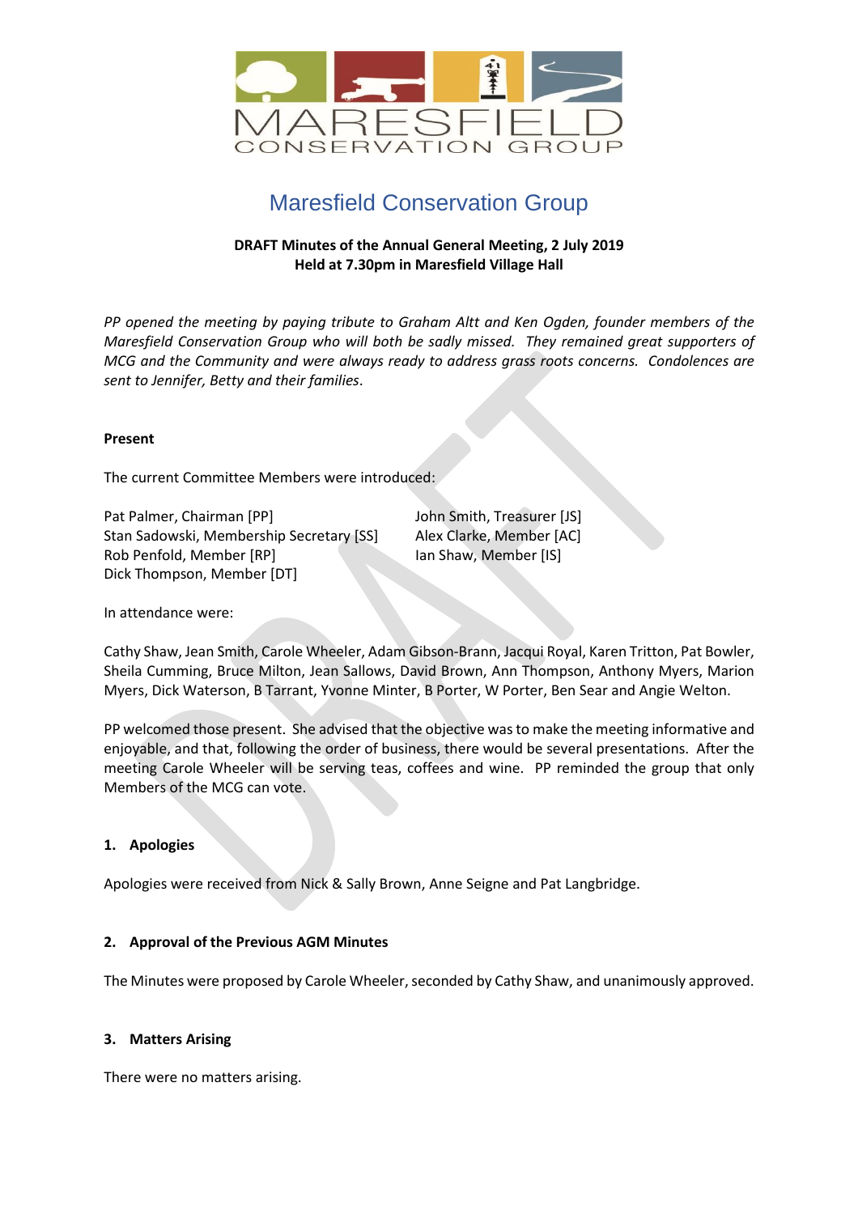# Maresfield Conservation Group

**DRAFT Minutes of the Annual General Meeting, 2 July 2019**
**Held at 7.30pm in Maresfield Village Hall**

*PP opened the meeting by paying tribute to Graham Altt and Ken Ogden, founder members of the Maresfield Conservation Group who will both be sadly missed. They remained great supporters of MCG and the Community and were always ready to address grass roots concerns. Condolences are sent to Jennifer, Betty and their families.*

**Present**

The current Committee Members were introduced:

Pat Palmer, Chairman [PP]
Stan Sadowski, Membership Secretary [SS]
Rob Penfold, Member [RP]
Dick Thompson, Member [DT]
John Smith, Treasurer [JS]
Alex Clarke, Member [AC]
Ian Shaw, Member [IS]

In attendance were:

Cathy Shaw, Jean Smith, Carole Wheeler, Adam Gibson-Brann, Jacqui Royal, Karen Tritton, Pat Bowler, Sheila Cumming, Bruce Milton, Jean Sallows, David Brown, Ann Thompson, Anthony Myers, Marion Myers, Dick Waterson, B Tarrant, Yvonne Minter, B Porter, W Porter, Ben Sear and Angie Welton.

PP welcomed those present. She advised that the objective was to make the meeting informative and enjoyable, and that, following the order of business, there would be several presentations. After the meeting Carole Wheeler will be serving teas, coffees and wine. PP reminded the group that only Members of the MCG can vote.

## 1. Apologies

Apologies were received from Nick & Sally Brown, Anne Seigne and Pat Langbridge.

## 2. Approval of the Previous AGM Minutes

The Minutes were proposed by Carole Wheeler, seconded by Cathy Shaw, and unanimously approved.

## 3. Matters Arising

There were no matters arising.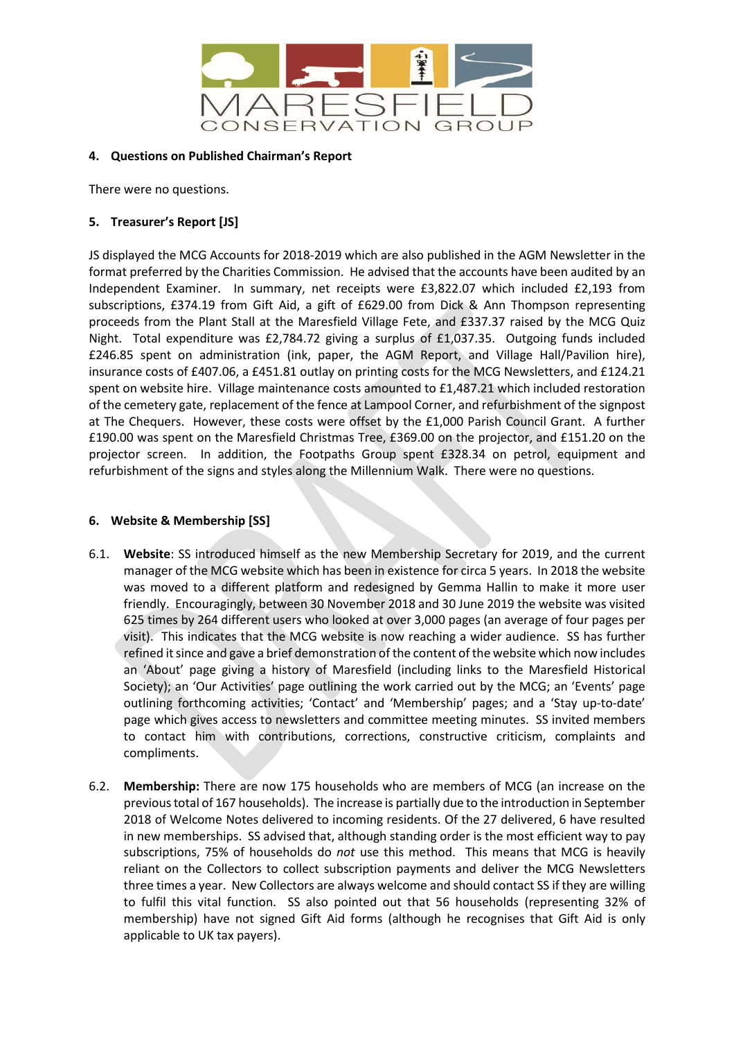### 4. Questions on Published Chairman's Report

There were no questions.

### 5. Treasurer's Report [JS]

JS displayed the MCG Accounts for 2018-2019 which are also published in the AGM Newsletter in the format preferred by the Charities Commission. He advised that the accounts have been audited by an Independent Examiner. In summary, net receipts were £3,822.07 which included £2,193 from subscriptions, £374.19 from Gift Aid, a gift of £629.00 from Dick & Ann Thompson representing proceeds from the Plant Stall at the Maresfield Village Fete, and £337.37 raised by the MCG Quiz Night. Total expenditure was £2,784.72 giving a surplus of £1,037.35. Outgoing funds included £246.85 spent on administration (ink, paper, the AGM Report, and Village Hall/Pavilion hire), insurance costs of £407.06, a £451.81 outlay on printing costs for the MCG Newsletters, and £124.21 spent on website hire. Village maintenance costs amounted to £1,487.21 which included restoration of the cemetery gate, replacement of the fence at Lampool Corner, and refurbishment of the signpost at The Chequers. However, these costs were offset by the £1,000 Parish Council Grant. A further £190.00 was spent on the Maresfield Christmas Tree, £369.00 on the projector, and £151.20 on the projector screen. In addition, the Footpaths Group spent £328.34 on petrol, equipment and refurbishment of the signs and styles along the Millennium Walk. There were no questions.

### 6. Website & Membership [SS]

6.1. **Website**: SS introduced himself as the new Membership Secretary for 2019, and the current manager of the MCG website which has been in existence for circa 5 years. In 2018 the website was moved to a different platform and redesigned by Gemma Hallin to make it more user friendly. Encouragingly, between 30 November 2018 and 30 June 2019 the website was visited 625 times by 264 different users who looked at over 3,000 pages (an average of four pages per visit). This indicates that the MCG website is now reaching a wider audience. SS has further refined it since and gave a brief demonstration of the content of the website which now includes an 'About' page giving a history of Maresfield (including links to the Maresfield Historical Society); an 'Our Activities' page outlining the work carried out by the MCG; an 'Events' page outlining forthcoming activities; 'Contact' and 'Membership' pages; and a 'Stay up-to-date' page which gives access to newsletters and committee meeting minutes. SS invited members to contact him with contributions, corrections, constructive criticism, complaints and compliments.

6.2. **Membership:** There are now 175 households who are members of MCG (an increase on the previous total of 167 households). The increase is partially due to the introduction in September 2018 of Welcome Notes delivered to incoming residents. Of the 27 delivered, 6 have resulted in new memberships. SS advised that, although standing order is the most efficient way to pay subscriptions, 75% of households do *not* use this method. This means that MCG is heavily reliant on the Collectors to collect subscription payments and deliver the MCG Newsletters three times a year. New Collectors are always welcome and should contact SS if they are willing to fulfil this vital function. SS also pointed out that 56 households (representing 32% of membership) have not signed Gift Aid forms (although he recognises that Gift Aid is only applicable to UK tax payers).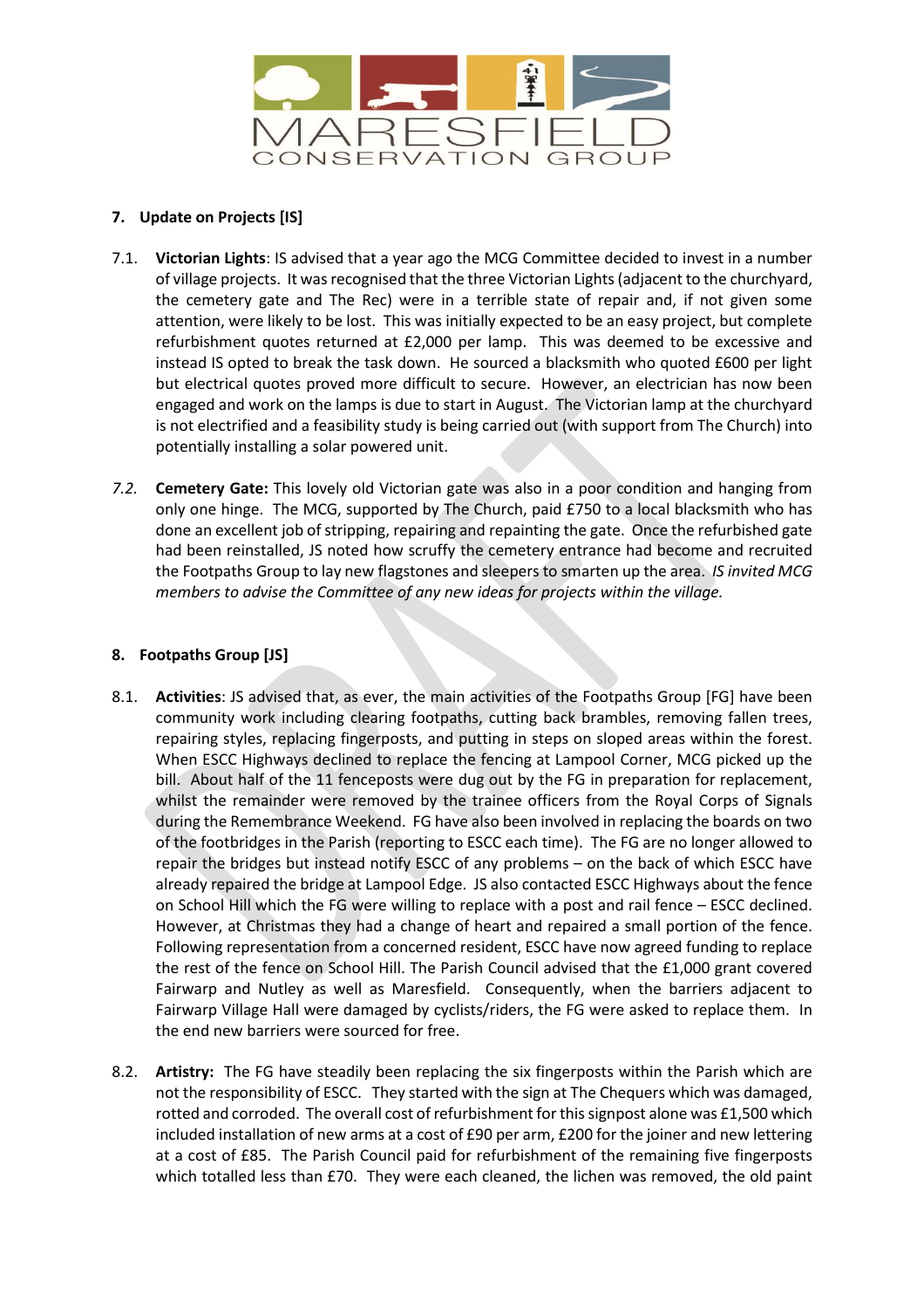## 7. Update on Projects [IS]

7.1. **Victorian Lights**: IS advised that a year ago the MCG Committee decided to invest in a number of village projects. It was recognised that the three Victorian Lights (adjacent to the churchyard, the cemetery gate and The Rec) were in a terrible state of repair and, if not given some attention, were likely to be lost. This was initially expected to be an easy project, but complete refurbishment quotes returned at £2,000 per lamp. This was deemed to be excessive and instead IS opted to break the task down. He sourced a blacksmith who quoted £600 per light but electrical quotes proved more difficult to secure. However, an electrician has now been engaged and work on the lamps is due to start in August. The Victorian lamp at the churchyard is not electrified and a feasibility study is being carried out (with support from The Church) into potentially installing a solar powered unit.

*7.2.* **Cemetery Gate:** This lovely old Victorian gate was also in a poor condition and hanging from only one hinge. The MCG, supported by The Church, paid £750 to a local blacksmith who has done an excellent job of stripping, repairing and repainting the gate. Once the refurbished gate had been reinstalled, JS noted how scruffy the cemetery entrance had become and recruited the Footpaths Group to lay new flagstones and sleepers to smarten up the area. *IS invited MCG members to advise the Committee of any new ideas for projects within the village.*

## 8. Footpaths Group [JS]

8.1. **Activities**: JS advised that, as ever, the main activities of the Footpaths Group [FG] have been community work including clearing footpaths, cutting back brambles, removing fallen trees, repairing styles, replacing fingerposts, and putting in steps on sloped areas within the forest. When ESCC Highways declined to replace the fencing at Lampool Corner, MCG picked up the bill. About half of the 11 fenceposts were dug out by the FG in preparation for replacement, whilst the remainder were removed by the trainee officers from the Royal Corps of Signals during the Remembrance Weekend. FG have also been involved in replacing the boards on two of the footbridges in the Parish (reporting to ESCC each time). The FG are no longer allowed to repair the bridges but instead notify ESCC of any problems – on the back of which ESCC have already repaired the bridge at Lampool Edge. JS also contacted ESCC Highways about the fence on School Hill which the FG were willing to replace with a post and rail fence – ESCC declined. However, at Christmas they had a change of heart and repaired a small portion of the fence. Following representation from a concerned resident, ESCC have now agreed funding to replace the rest of the fence on School Hill. The Parish Council advised that the £1,000 grant covered Fairwarp and Nutley as well as Maresfield. Consequently, when the barriers adjacent to Fairwarp Village Hall were damaged by cyclists/riders, the FG were asked to replace them. In the end new barriers were sourced for free.

8.2. **Artistry:** The FG have steadily been replacing the six fingerposts within the Parish which are not the responsibility of ESCC. They started with the sign at The Chequers which was damaged, rotted and corroded. The overall cost of refurbishment for this signpost alone was £1,500 which included installation of new arms at a cost of £90 per arm, £200 for the joiner and new lettering at a cost of £85. The Parish Council paid for refurbishment of the remaining five fingerposts which totalled less than £70. They were each cleaned, the lichen was removed, the old paint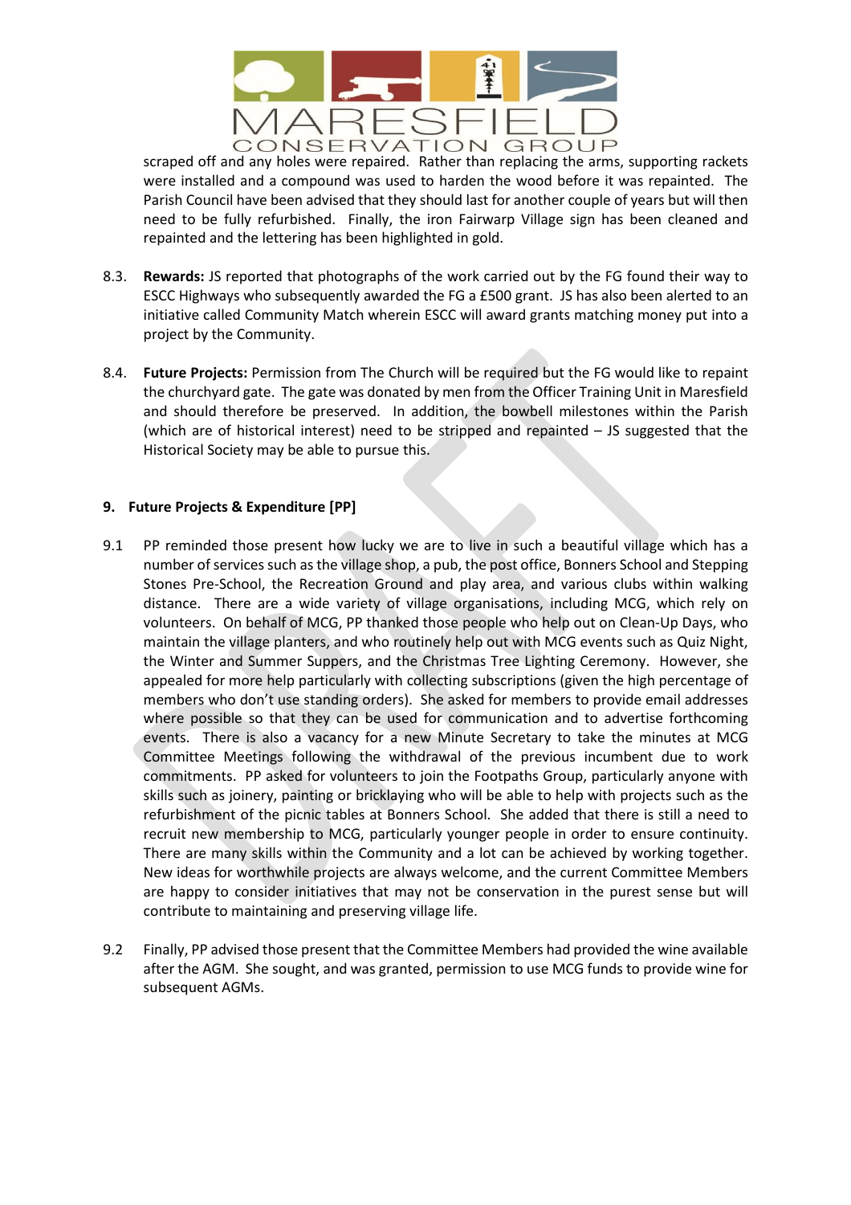scraped off and any holes were repaired. Rather than replacing the arms, supporting rackets were installed and a compound was used to harden the wood before it was repainted. The Parish Council have been advised that they should last for another couple of years but will then need to be fully refurbished. Finally, the iron Fairwarp Village sign has been cleaned and repainted and the lettering has been highlighted in gold.

8.3. **Rewards:** JS reported that photographs of the work carried out by the FG found their way to ESCC Highways who subsequently awarded the FG a £500 grant. JS has also been alerted to an initiative called Community Match wherein ESCC will award grants matching money put into a project by the Community.

8.4. **Future Projects:** Permission from The Church will be required but the FG would like to repaint the churchyard gate. The gate was donated by men from the Officer Training Unit in Maresfield and should therefore be preserved. In addition, the bowbell milestones within the Parish (which are of historical interest) need to be stripped and repainted – JS suggested that the Historical Society may be able to pursue this.

## 9. Future Projects & Expenditure [PP]

9.1 PP reminded those present how lucky we are to live in such a beautiful village which has a number of services such as the village shop, a pub, the post office, Bonners School and Stepping Stones Pre-School, the Recreation Ground and play area, and various clubs within walking distance. There are a wide variety of village organisations, including MCG, which rely on volunteers. On behalf of MCG, PP thanked those people who help out on Clean-Up Days, who maintain the village planters, and who routinely help out with MCG events such as Quiz Night, the Winter and Summer Suppers, and the Christmas Tree Lighting Ceremony. However, she appealed for more help particularly with collecting subscriptions (given the high percentage of members who don't use standing orders). She asked for members to provide email addresses where possible so that they can be used for communication and to advertise forthcoming events. There is also a vacancy for a new Minute Secretary to take the minutes at MCG Committee Meetings following the withdrawal of the previous incumbent due to work commitments. PP asked for volunteers to join the Footpaths Group, particularly anyone with skills such as joinery, painting or bricklaying who will be able to help with projects such as the refurbishment of the picnic tables at Bonners School. She added that there is still a need to recruit new membership to MCG, particularly younger people in order to ensure continuity. There are many skills within the Community and a lot can be achieved by working together. New ideas for worthwhile projects are always welcome, and the current Committee Members are happy to consider initiatives that may not be conservation in the purest sense but will contribute to maintaining and preserving village life.

9.2 Finally, PP advised those present that the Committee Members had provided the wine available after the AGM. She sought, and was granted, permission to use MCG funds to provide wine for subsequent AGMs.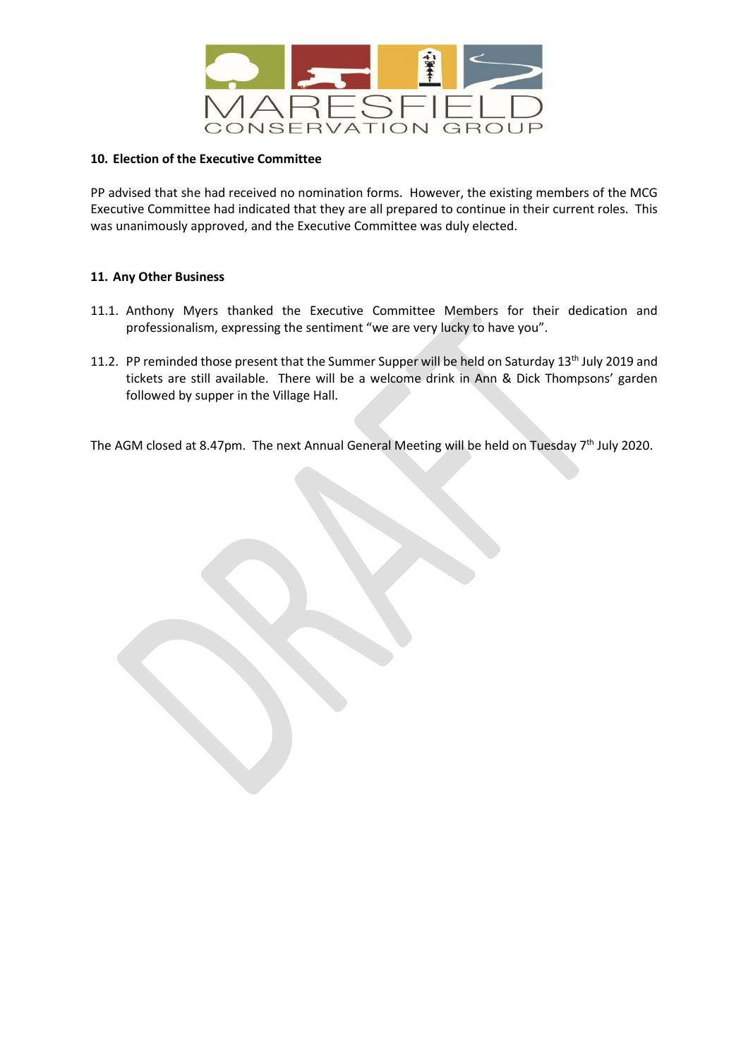MARESFIELD CONSERVATION GROUP

**10. Election of the Executive Committee**

PP advised that she had received no nomination forms. However, the existing members of the MCG Executive Committee had indicated that they are all prepared to continue in their current roles. This was unanimously approved, and the Executive Committee was duly elected.

**11. Any Other Business**

11.1. Anthony Myers thanked the Executive Committee Members for their dedication and professionalism, expressing the sentiment "we are very lucky to have you".

11.2. PP reminded those present that the Summer Supper will be held on Saturday 13th July 2019 and tickets are still available. There will be a welcome drink in Ann & Dick Thompsons' garden followed by supper in the Village Hall.

The AGM closed at 8.47pm. The next Annual General Meeting will be held on Tuesday 7th July 2020.

DRAFT